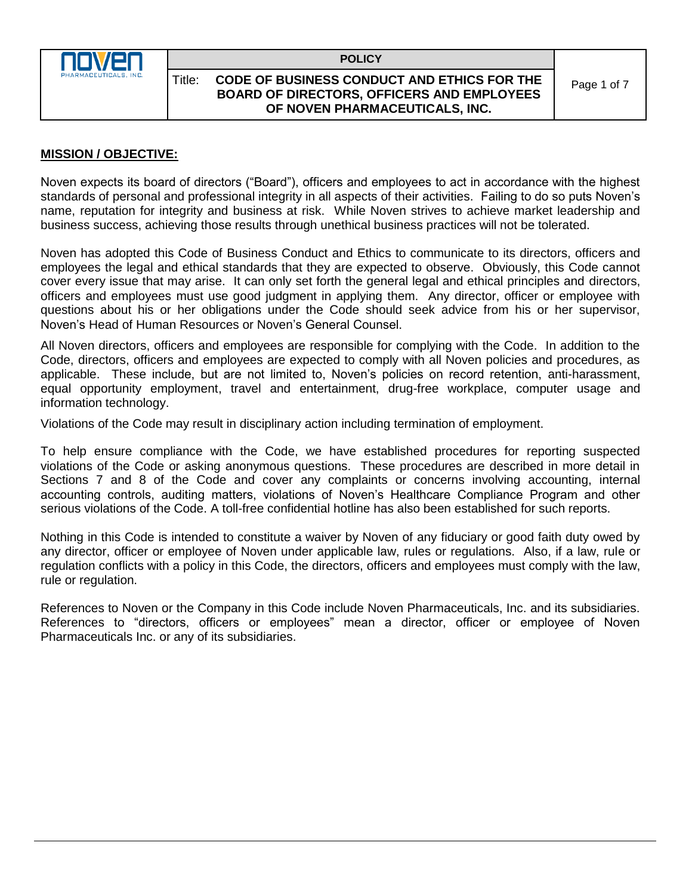**POLICY**

Title: **CODE OF BUSINESS CONDUCT AND ETHICS FOR THE BOARD OF DIRECTORS, OFFICERS AND EMPLOYEES OF NOVEN PHARMACEUTICALS, INC.**

## MISSION / OBJECTIVE:

Noven expects its board of directors ("Board"), officers and employees to act in accordance with the highest standards of personal and professional integrity in all aspects of their activities. Failing to do so puts Noven's name, reputation for integrity and business at risk. While Noven strives to achieve market leadership and business success, achieving those results through unethical business practices will not be tolerated.

Noven has adopted this Code of Business Conduct and Ethics to communicate to its directors, officers and employees the legal and ethical standards that they are expected to observe. Obviously, this Code cannot cover every issue that may arise. It can only set forth the general legal and ethical principles and directors, officers and employees must use good judgment in applying them. Any director, officer or employee with questions about his or her obligations under the Code should seek advice from his or her supervisor, Noven's Head of Human Resources or Noven's General Counsel.

All Noven directors, officers and employees are responsible for complying with the Code. In addition to the Code, directors, officers and employees are expected to comply with all Noven policies and procedures, as applicable. These include, but are not limited to, Noven's policies on record retention, anti-harassment, equal opportunity employment, travel and entertainment, drug-free workplace, computer usage and information technology.

Violations of the Code may result in disciplinary action including termination of employment.

To help ensure compliance with the Code, we have established procedures for reporting suspected violations of the Code or asking anonymous questions. These procedures are described in more detail in Sections 7 and 8 of the Code and cover any complaints or concerns involving accounting, internal accounting controls, auditing matters, violations of Noven's Healthcare Compliance Program and other serious violations of the Code. A toll-free confidential hotline has also been established for such reports.

Nothing in this Code is intended to constitute a waiver by Noven of any fiduciary or good faith duty owed by any director, officer or employee of Noven under applicable law, rules or regulations. Also, if a law, rule or regulation conflicts with a policy in this Code, the directors, officers and employees must comply with the law, rule or regulation.

References to Noven or the Company in this Code include Noven Pharmaceuticals, Inc. and its subsidiaries. References to "directors, officers or employees" mean a director, officer or employee of Noven Pharmaceuticals Inc. or any of its subsidiaries.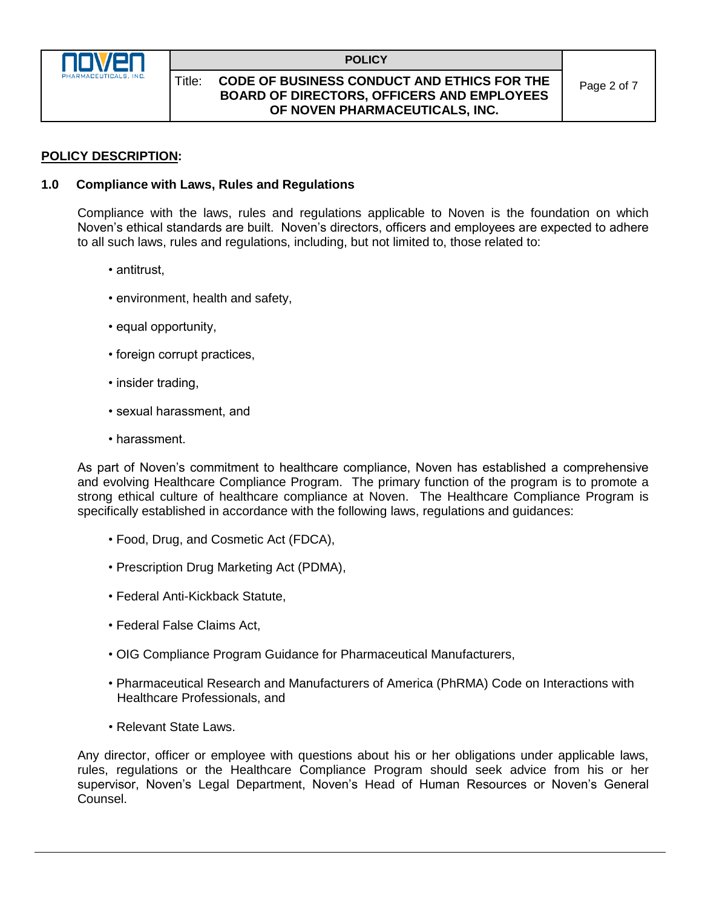## POLICY DESCRIPTION:

### 1.0 Compliance with Laws, Rules and Regulations

Compliance with the laws, rules and regulations applicable to Noven is the foundation on which Noven's ethical standards are built. Noven's directors, officers and employees are expected to adhere to all such laws, rules and regulations, including, but not limited to, those related to:

- antitrust,
- environment, health and safety,
- equal opportunity,
- foreign corrupt practices,
- insider trading,
- sexual harassment, and
- harassment.

As part of Noven's commitment to healthcare compliance, Noven has established a comprehensive and evolving Healthcare Compliance Program. The primary function of the program is to promote a strong ethical culture of healthcare compliance at Noven. The Healthcare Compliance Program is specifically established in accordance with the following laws, regulations and guidances:

- Food, Drug, and Cosmetic Act (FDCA),
- Prescription Drug Marketing Act (PDMA),
- Federal Anti-Kickback Statute,
- Federal False Claims Act,
- OIG Compliance Program Guidance for Pharmaceutical Manufacturers,
- Pharmaceutical Research and Manufacturers of America (PhRMA) Code on Interactions with Healthcare Professionals, and
- Relevant State Laws.

Any director, officer or employee with questions about his or her obligations under applicable laws, rules, regulations or the Healthcare Compliance Program should seek advice from his or her supervisor, Noven's Legal Department, Noven's Head of Human Resources or Noven's General Counsel.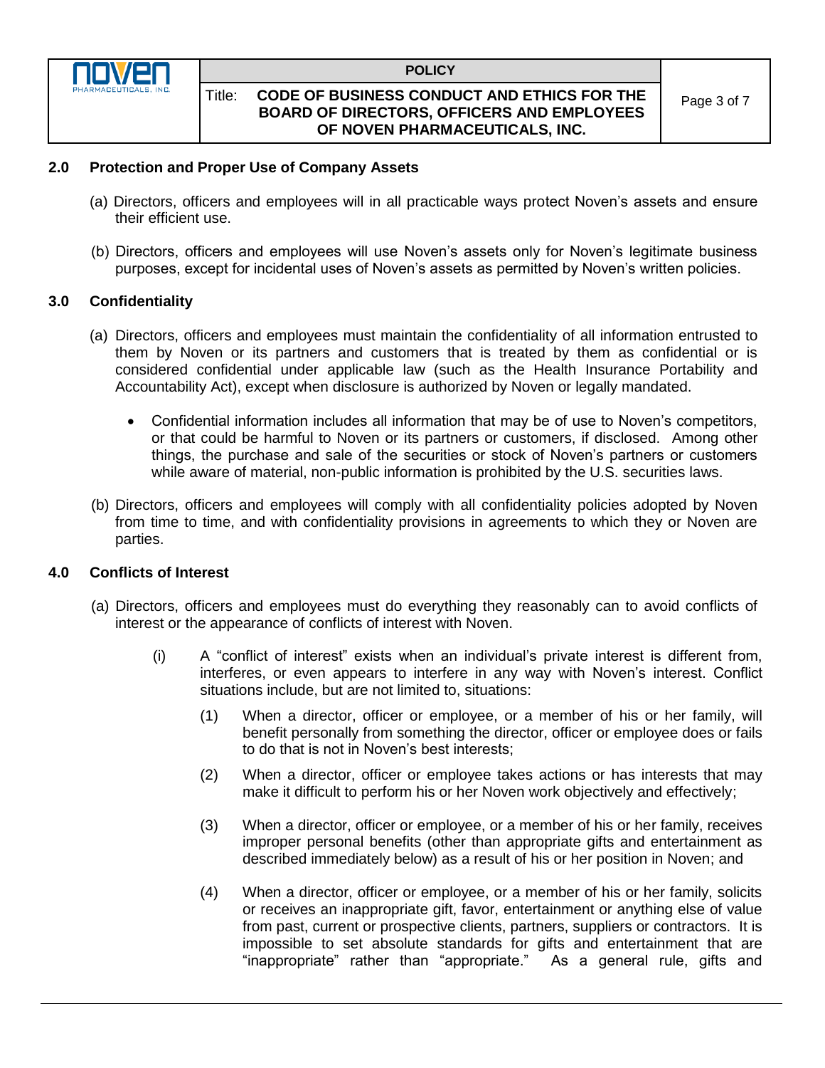## 2.0 Protection and Proper Use of Company Assets

(a) Directors, officers and employees will in all practicable ways protect Noven's assets and ensure their efficient use.

(b) Directors, officers and employees will use Noven's assets only for Noven's legitimate business purposes, except for incidental uses of Noven's assets as permitted by Noven's written policies.

## 3.0 Confidentiality

(a) Directors, officers and employees must maintain the confidentiality of all information entrusted to them by Noven or its partners and customers that is treated by them as confidential or is considered confidential under applicable law (such as the Health Insurance Portability and Accountability Act), except when disclosure is authorized by Noven or legally mandated.

- Confidential information includes all information that may be of use to Noven's competitors, or that could be harmful to Noven or its partners or customers, if disclosed. Among other things, the purchase and sale of the securities or stock of Noven's partners or customers while aware of material, non-public information is prohibited by the U.S. securities laws.

(b) Directors, officers and employees will comply with all confidentiality policies adopted by Noven from time to time, and with confidentiality provisions in agreements to which they or Noven are parties.

## 4.0 Conflicts of Interest

(a) Directors, officers and employees must do everything they reasonably can to avoid conflicts of interest or the appearance of conflicts of interest with Noven.

(i) A "conflict of interest" exists when an individual's private interest is different from, interferes, or even appears to interfere in any way with Noven's interest. Conflict situations include, but are not limited to, situations:

(1) When a director, officer or employee, or a member of his or her family, will benefit personally from something the director, officer or employee does or fails to do that is not in Noven's best interests;

(2) When a director, officer or employee takes actions or has interests that may make it difficult to perform his or her Noven work objectively and effectively;

(3) When a director, officer or employee, or a member of his or her family, receives improper personal benefits (other than appropriate gifts and entertainment as described immediately below) as a result of his or her position in Noven; and

(4) When a director, officer or employee, or a member of his or her family, solicits or receives an inappropriate gift, favor, entertainment or anything else of value from past, current or prospective clients, partners, suppliers or contractors. It is impossible to set absolute standards for gifts and entertainment that are "inappropriate" rather than "appropriate." As a general rule, gifts and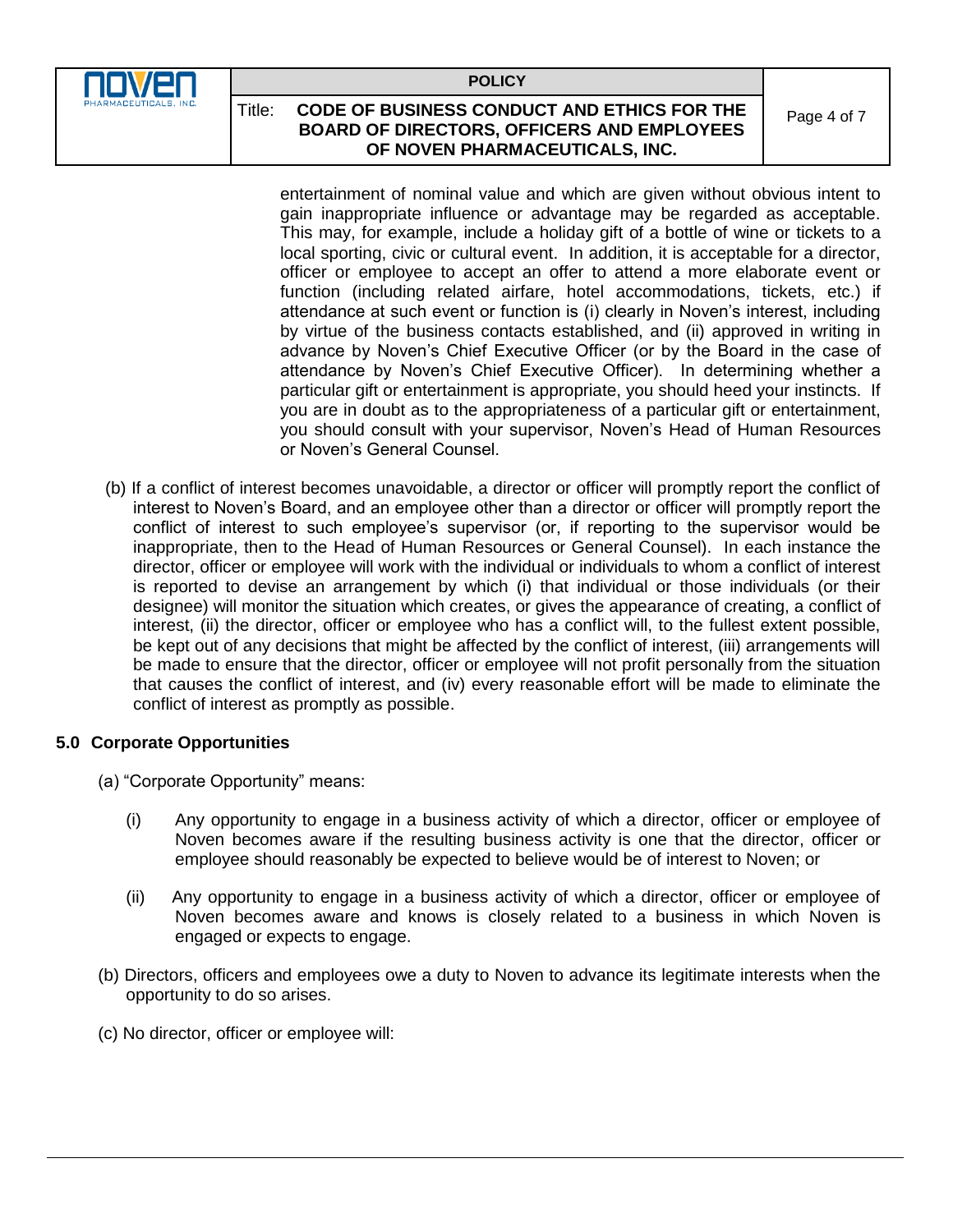entertainment of nominal value and which are given without obvious intent to gain inappropriate influence or advantage may be regarded as acceptable. This may, for example, include a holiday gift of a bottle of wine or tickets to a local sporting, civic or cultural event. In addition, it is acceptable for a director, officer or employee to accept an offer to attend a more elaborate event or function (including related airfare, hotel accommodations, tickets, etc.) if attendance at such event or function is (i) clearly in Noven's interest, including by virtue of the business contacts established, and (ii) approved in writing in advance by Noven's Chief Executive Officer (or by the Board in the case of attendance by Noven's Chief Executive Officer). In determining whether a particular gift or entertainment is appropriate, you should heed your instincts. If you are in doubt as to the appropriateness of a particular gift or entertainment, you should consult with your supervisor, Noven's Head of Human Resources or Noven's General Counsel.

(b) If a conflict of interest becomes unavoidable, a director or officer will promptly report the conflict of interest to Noven's Board, and an employee other than a director or officer will promptly report the conflict of interest to such employee's supervisor (or, if reporting to the supervisor would be inappropriate, then to the Head of Human Resources or General Counsel). In each instance the director, officer or employee will work with the individual or individuals to whom a conflict of interest is reported to devise an arrangement by which (i) that individual or those individuals (or their designee) will monitor the situation which creates, or gives the appearance of creating, a conflict of interest, (ii) the director, officer or employee who has a conflict will, to the fullest extent possible, be kept out of any decisions that might be affected by the conflict of interest, (iii) arrangements will be made to ensure that the director, officer or employee will not profit personally from the situation that causes the conflict of interest, and (iv) every reasonable effort will be made to eliminate the conflict of interest as promptly as possible.

## 5.0 Corporate Opportunities

(a) "Corporate Opportunity" means:

(i) Any opportunity to engage in a business activity of which a director, officer or employee of Noven becomes aware if the resulting business activity is one that the director, officer or employee should reasonably be expected to believe would be of interest to Noven; or

(ii) Any opportunity to engage in a business activity of which a director, officer or employee of Noven becomes aware and knows is closely related to a business in which Noven is engaged or expects to engage.

(b) Directors, officers and employees owe a duty to Noven to advance its legitimate interests when the opportunity to do so arises.

(c) No director, officer or employee will: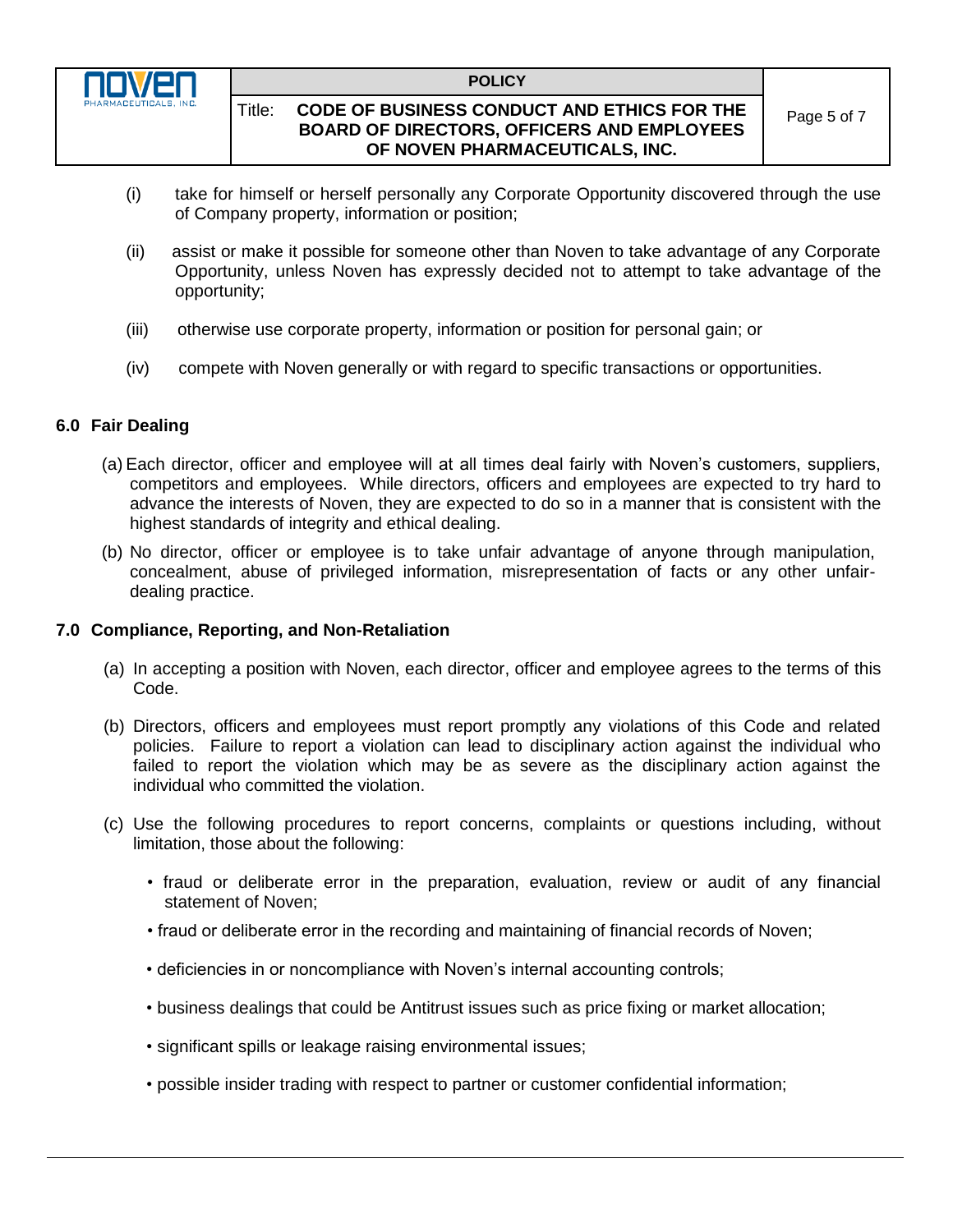(i) take for himself or herself personally any Corporate Opportunity discovered through the use of Company property, information or position;

(ii) assist or make it possible for someone other than Noven to take advantage of any Corporate Opportunity, unless Noven has expressly decided not to attempt to take advantage of the opportunity;

(iii) otherwise use corporate property, information or position for personal gain; or

(iv) compete with Noven generally or with regard to specific transactions or opportunities.

## 6.0 Fair Dealing

(a) Each director, officer and employee will at all times deal fairly with Noven's customers, suppliers, competitors and employees. While directors, officers and employees are expected to try hard to advance the interests of Noven, they are expected to do so in a manner that is consistent with the highest standards of integrity and ethical dealing.

(b) No director, officer or employee is to take unfair advantage of anyone through manipulation, concealment, abuse of privileged information, misrepresentation of facts or any other unfair-dealing practice.

## 7.0 Compliance, Reporting, and Non-Retaliation

(a) In accepting a position with Noven, each director, officer and employee agrees to the terms of this Code.

(b) Directors, officers and employees must report promptly any violations of this Code and related policies. Failure to report a violation can lead to disciplinary action against the individual who failed to report the violation which may be as severe as the disciplinary action against the individual who committed the violation.

(c) Use the following procedures to report concerns, complaints or questions including, without limitation, those about the following:

- fraud or deliberate error in the preparation, evaluation, review or audit of any financial statement of Noven;
- fraud or deliberate error in the recording and maintaining of financial records of Noven;
- deficiencies in or noncompliance with Noven's internal accounting controls;
- business dealings that could be Antitrust issues such as price fixing or market allocation;
- significant spills or leakage raising environmental issues;
- possible insider trading with respect to partner or customer confidential information;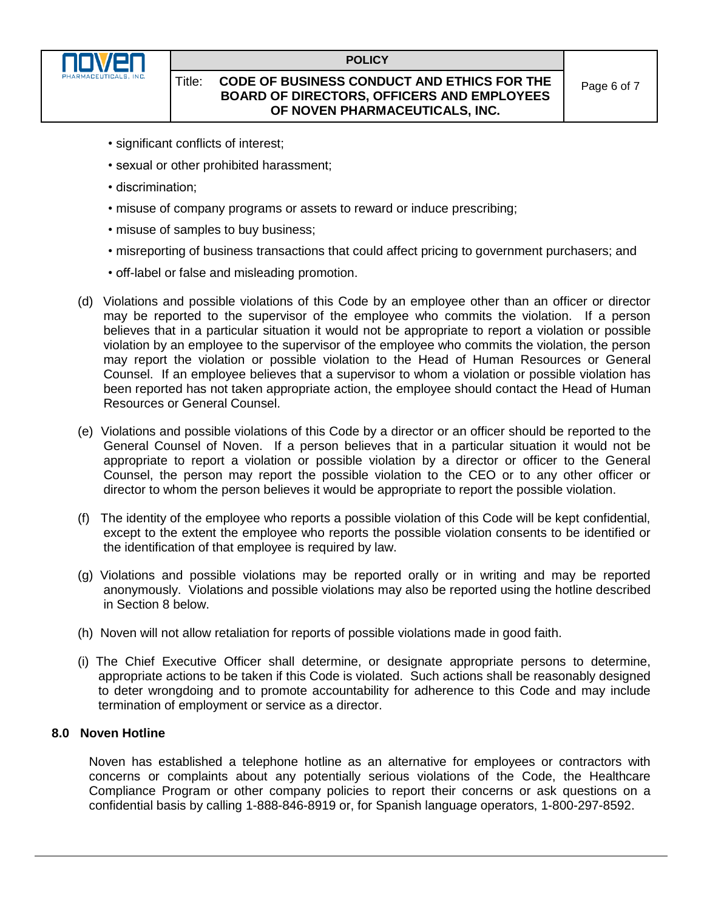- significant conflicts of interest;
- sexual or other prohibited harassment;
- discrimination;
- misuse of company programs or assets to reward or induce prescribing;
- misuse of samples to buy business;
- misreporting of business transactions that could affect pricing to government purchasers; and
- off-label or false and misleading promotion.

(d) Violations and possible violations of this Code by an employee other than an officer or director may be reported to the supervisor of the employee who commits the violation. If a person believes that in a particular situation it would not be appropriate to report a violation or possible violation by an employee to the supervisor of the employee who commits the violation, the person may report the violation or possible violation to the Head of Human Resources or General Counsel. If an employee believes that a supervisor to whom a violation or possible violation has been reported has not taken appropriate action, the employee should contact the Head of Human Resources or General Counsel.

(e) Violations and possible violations of this Code by a director or an officer should be reported to the General Counsel of Noven. If a person believes that in a particular situation it would not be appropriate to report a violation or possible violation by a director or officer to the General Counsel, the person may report the possible violation to the CEO or to any other officer or director to whom the person believes it would be appropriate to report the possible violation.

(f) The identity of the employee who reports a possible violation of this Code will be kept confidential, except to the extent the employee who reports the possible violation consents to be identified or the identification of that employee is required by law.

(g) Violations and possible violations may be reported orally or in writing and may be reported anonymously. Violations and possible violations may also be reported using the hotline described in Section 8 below.

(h) Noven will not allow retaliation for reports of possible violations made in good faith.

(i) The Chief Executive Officer shall determine, or designate appropriate persons to determine, appropriate actions to be taken if this Code is violated. Such actions shall be reasonably designed to deter wrongdoing and to promote accountability for adherence to this Code and may include termination of employment or service as a director.

## 8.0 Noven Hotline

Noven has established a telephone hotline as an alternative for employees or contractors with concerns or complaints about any potentially serious violations of the Code, the Healthcare Compliance Program or other company policies to report their concerns or ask questions on a confidential basis by calling 1-888-846-8919 or, for Spanish language operators, 1-800-297-8592.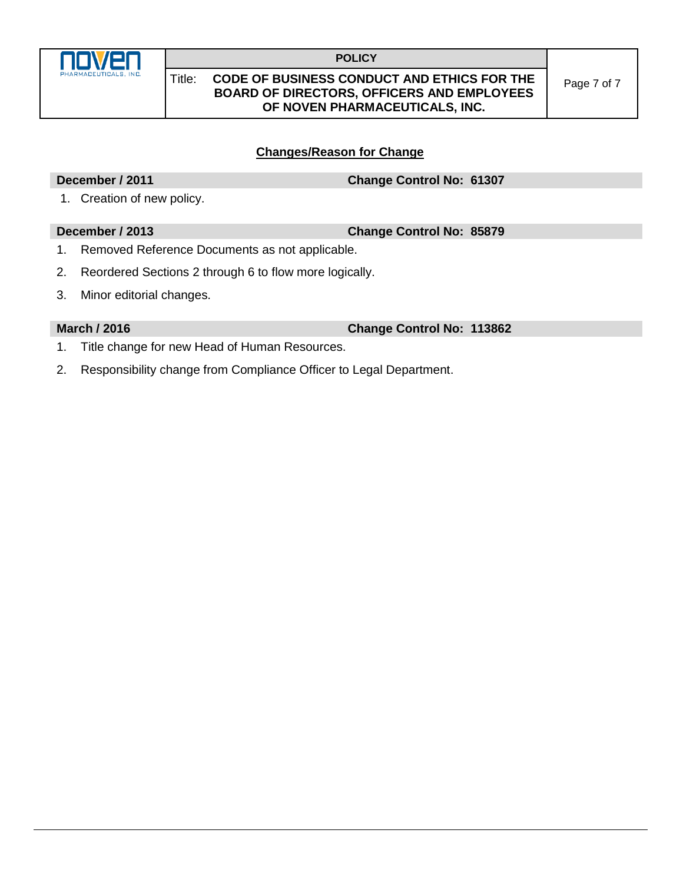## Changes/Reason for Change

**December / 2011** **Change Control No: 61307**

1. Creation of new policy.

**December / 2013** **Change Control No: 85879**

1. Removed Reference Documents as not applicable.
2. Reordered Sections 2 through 6 to flow more logically.
3. Minor editorial changes.

**March / 2016** **Change Control No: 113862**

1. Title change for new Head of Human Resources.
2. Responsibility change from Compliance Officer to Legal Department.